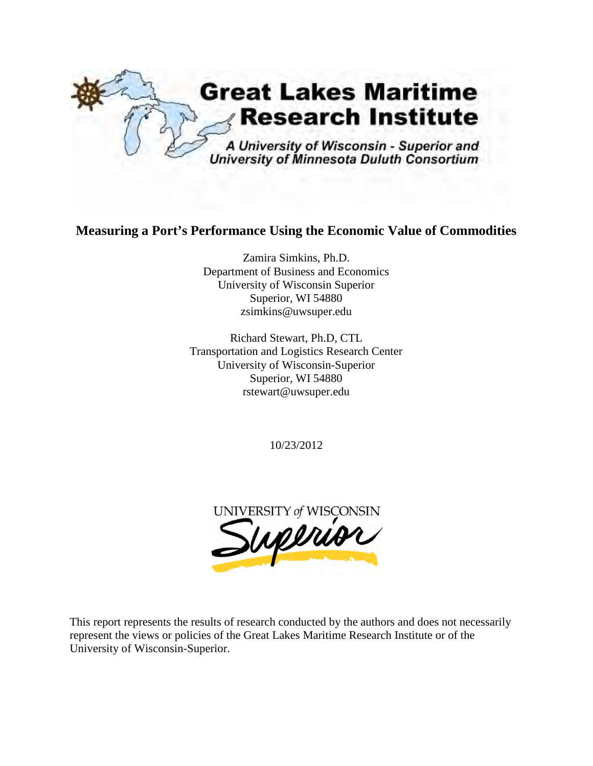# Great Lakes Maritime Research Institute

*A University of Wisconsin - Superior and University of Minnesota Duluth Consortium*

## Measuring a Port's Performance Using the Economic Value of Commodities

Zamira Simkins, Ph.D.
Department of Business and Economics
University of Wisconsin Superior
Superior, WI 54880
zsimkins@uwsuper.edu

Richard Stewart, Ph.D, CTL
Transportation and Logistics Research Center
University of Wisconsin-Superior
Superior, WI 54880
rstewart@uwsuper.edu

10/23/2012

UNIVERSITY of WISCONSIN
Superior

This report represents the results of research conducted by the authors and does not necessarily represent the views or policies of the Great Lakes Maritime Research Institute or of the University of Wisconsin-Superior.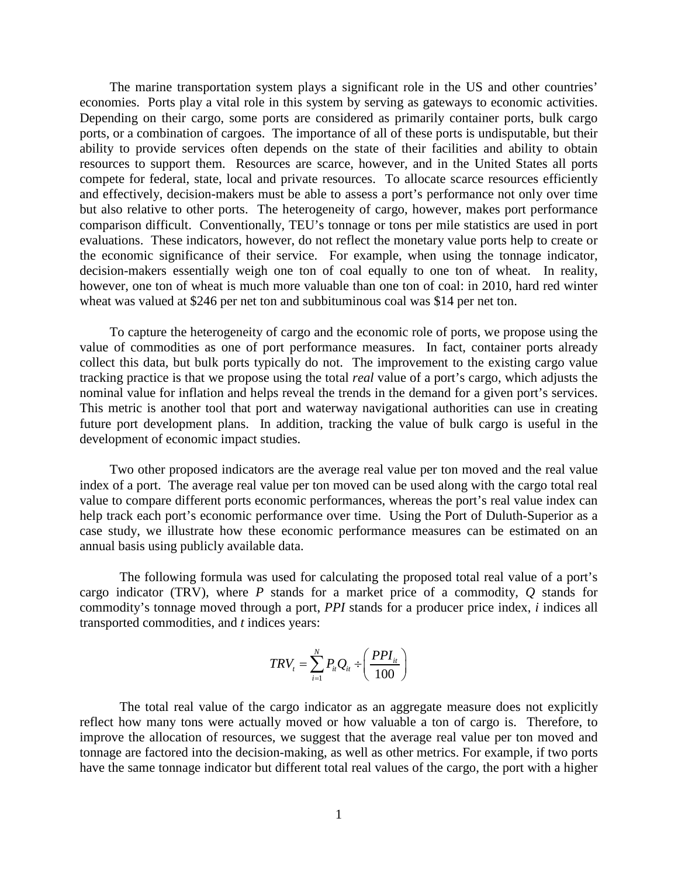The marine transportation system plays a significant role in the US and other countries' economies. Ports play a vital role in this system by serving as gateways to economic activities. Depending on their cargo, some ports are considered as primarily container ports, bulk cargo ports, or a combination of cargoes. The importance of all of these ports is undisputable, but their ability to provide services often depends on the state of their facilities and ability to obtain resources to support them. Resources are scarce, however, and in the United States all ports compete for federal, state, local and private resources. To allocate scarce resources efficiently and effectively, decision-makers must be able to assess a port's performance not only over time but also relative to other ports. The heterogeneity of cargo, however, makes port performance comparison difficult. Conventionally, TEU's tonnage or tons per mile statistics are used in port evaluations. These indicators, however, do not reflect the monetary value ports help to create or the economic significance of their service. For example, when using the tonnage indicator, decision-makers essentially weigh one ton of coal equally to one ton of wheat. In reality, however, one ton of wheat is much more valuable than one ton of coal: in 2010, hard red winter wheat was valued at $246 per net ton and subbituminous coal was $14 per net ton.

To capture the heterogeneity of cargo and the economic role of ports, we propose using the value of commodities as one of port performance measures. In fact, container ports already collect this data, but bulk ports typically do not. The improvement to the existing cargo value tracking practice is that we propose using the total *real* value of a port's cargo, which adjusts the nominal value for inflation and helps reveal the trends in the demand for a given port's services. This metric is another tool that port and waterway navigational authorities can use in creating future port development plans. In addition, tracking the value of bulk cargo is useful in the development of economic impact studies.

Two other proposed indicators are the average real value per ton moved and the real value index of a port. The average real value per ton moved can be used along with the cargo total real value to compare different ports economic performances, whereas the port's real value index can help track each port's economic performance over time. Using the Port of Duluth-Superior as a case study, we illustrate how these economic performance measures can be estimated on an annual basis using publicly available data.

The following formula was used for calculating the proposed total real value of a port's cargo indicator (TRV), where *P* stands for a market price of a commodity, *Q* stands for commodity's tonnage moved through a port, *PPI* stands for a producer price index, *i* indices all transported commodities, and *t* indices years:

$$TRV_t = \sum_{i=1}^{N} P_{it} Q_{it} \div \left( \frac{PPI_{it}}{100} \right)$$

The total real value of the cargo indicator as an aggregate measure does not explicitly reflect how many tons were actually moved or how valuable a ton of cargo is. Therefore, to improve the allocation of resources, we suggest that the average real value per ton moved and tonnage are factored into the decision-making, as well as other metrics. For example, if two ports have the same tonnage indicator but different total real values of the cargo, the port with a higher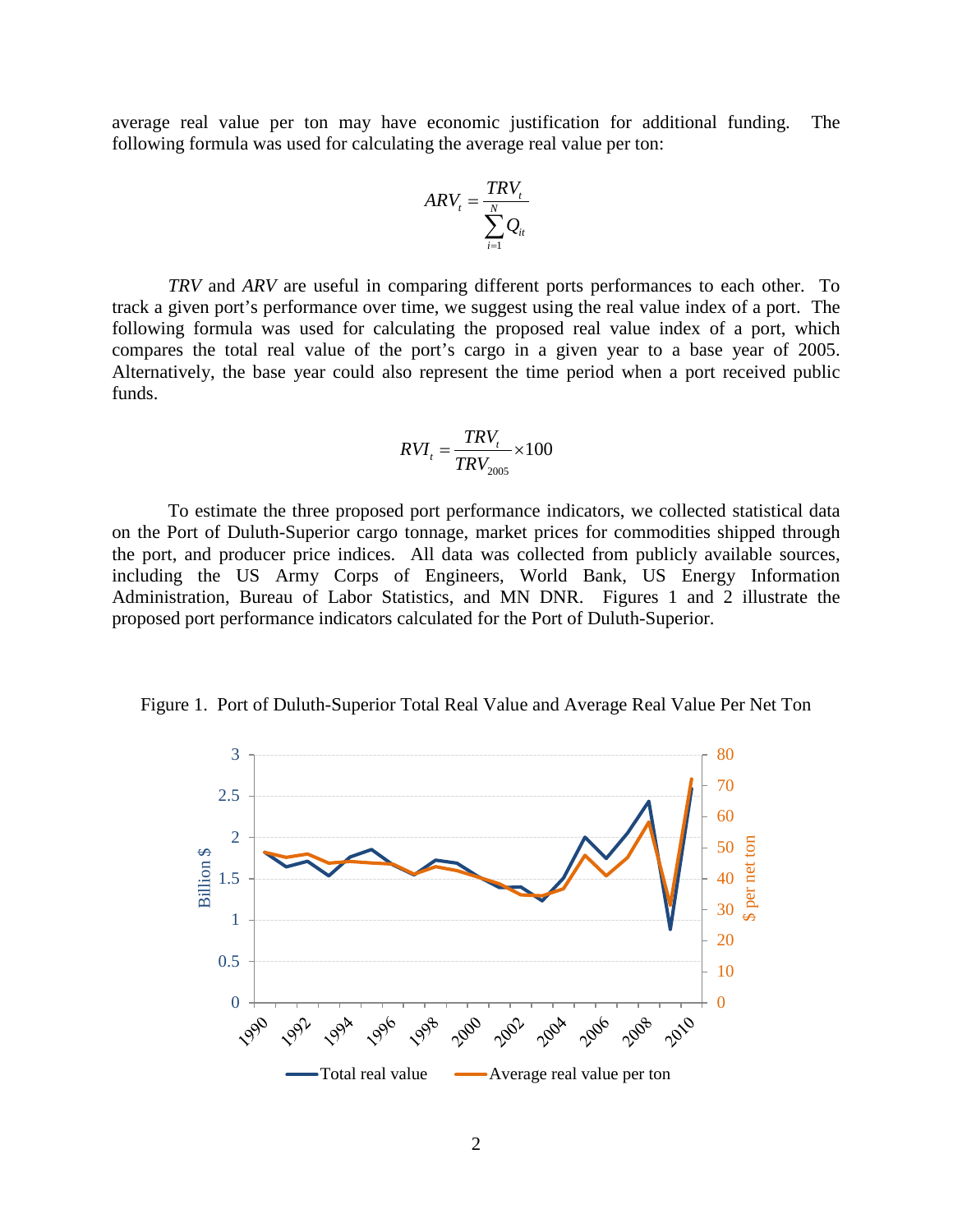average real value per ton may have economic justification for additional funding. The following formula was used for calculating the average real value per ton:

$$ARV_t = \frac{TRV_t}{\sum_{i=1}^{N} Q_{it}}$$

*TRV* and *ARV* are useful in comparing different ports performances to each other. To track a given port's performance over time, we suggest using the real value index of a port. The following formula was used for calculating the proposed real value index of a port, which compares the total real value of the port's cargo in a given year to a base year of 2005. Alternatively, the base year could also represent the time period when a port received public funds.

$$RVI_t = \frac{TRV_t}{TRV_{2005}} \times 100$$

To estimate the three proposed port performance indicators, we collected statistical data on the Port of Duluth-Superior cargo tonnage, market prices for commodities shipped through the port, and producer price indices. All data was collected from publicly available sources, including the US Army Corps of Engineers, World Bank, US Energy Information Administration, Bureau of Labor Statistics, and MN DNR. Figures 1 and 2 illustrate the proposed port performance indicators calculated for the Port of Duluth-Superior.

Figure 1. Port of Duluth-Superior Total Real Value and Average Real Value Per Net Ton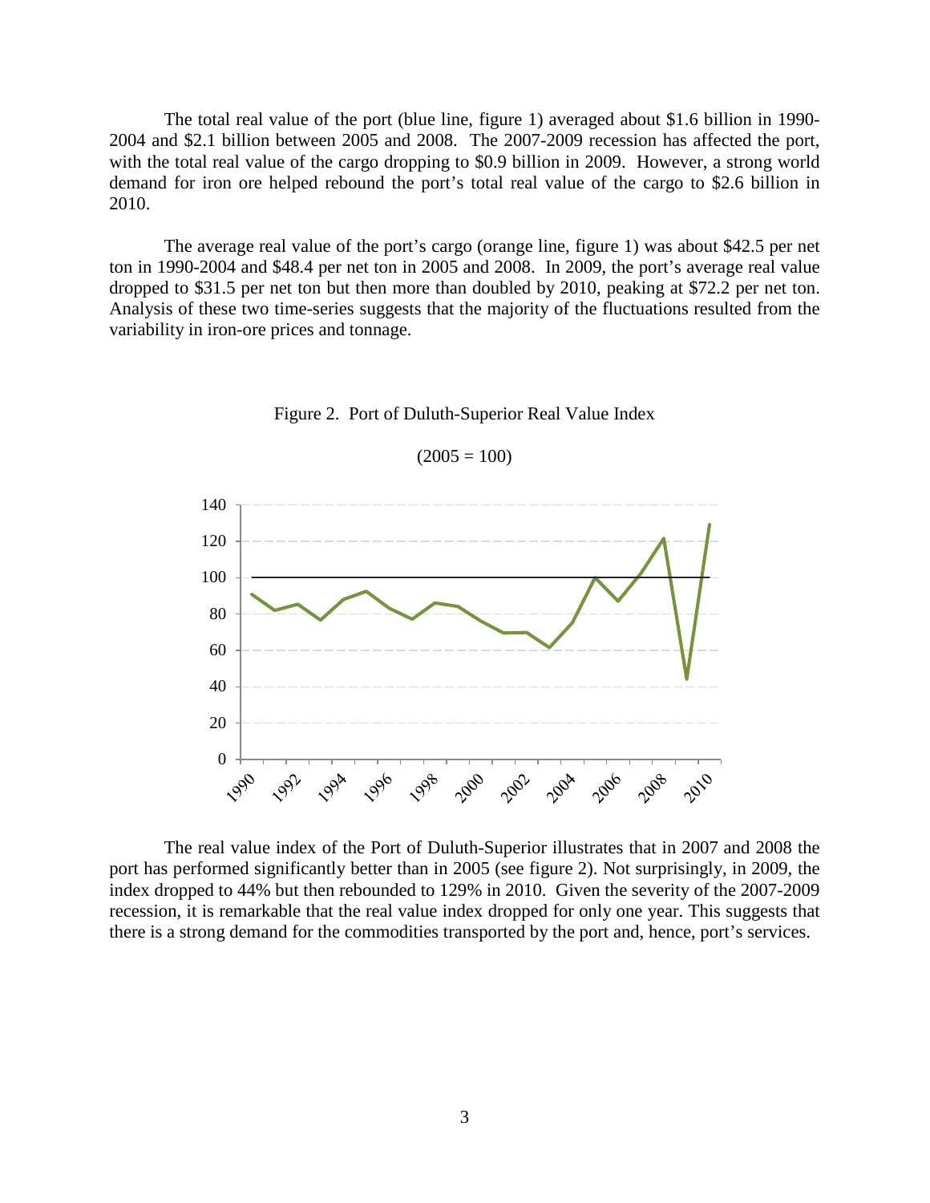The total real value of the port (blue line, figure 1) averaged about $1.6 billion in 1990-2004 and $2.1 billion between 2005 and 2008. The 2007-2009 recession has affected the port, with the total real value of the cargo dropping to $0.9 billion in 2009. However, a strong world demand for iron ore helped rebound the port's total real value of the cargo to $2.6 billion in 2010.

The average real value of the port's cargo (orange line, figure 1) was about $42.5 per net ton in 1990-2004 and $48.4 per net ton in 2005 and 2008. In 2009, the port's average real value dropped to $31.5 per net ton but then more than doubled by 2010, peaking at $72.2 per net ton. Analysis of these two time-series suggests that the majority of the fluctuations resulted from the variability in iron-ore prices and tonnage.

Figure 2. Port of Duluth-Superior Real Value Index

(2005 = 100)

The real value index of the Port of Duluth-Superior illustrates that in 2007 and 2008 the port has performed significantly better than in 2005 (see figure 2). Not surprisingly, in 2009, the index dropped to 44% but then rebounded to 129% in 2010. Given the severity of the 2007-2009 recession, it is remarkable that the real value index dropped for only one year. This suggests that there is a strong demand for the commodities transported by the port and, hence, port's services.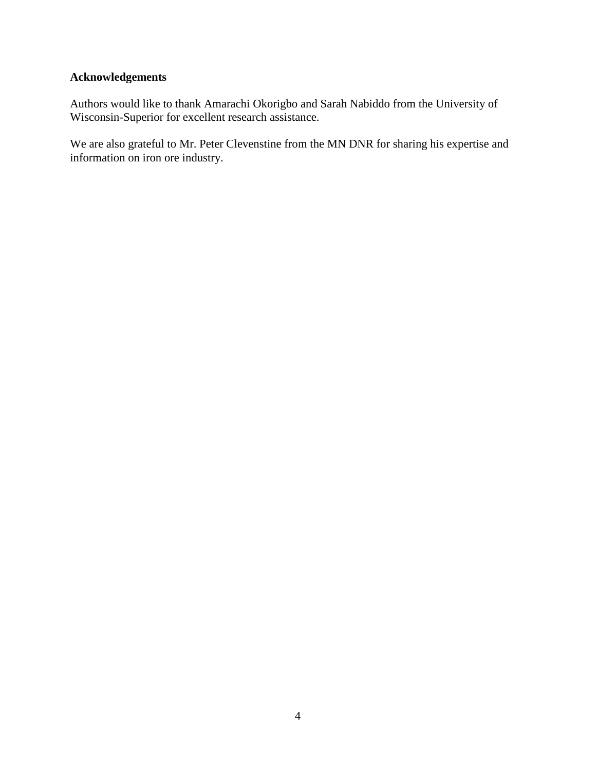## Acknowledgements

Authors would like to thank Amarachi Okorigbo and Sarah Nabiddo from the University of Wisconsin-Superior for excellent research assistance.

We are also grateful to Mr. Peter Clevenstine from the MN DNR for sharing his expertise and information on iron ore industry.